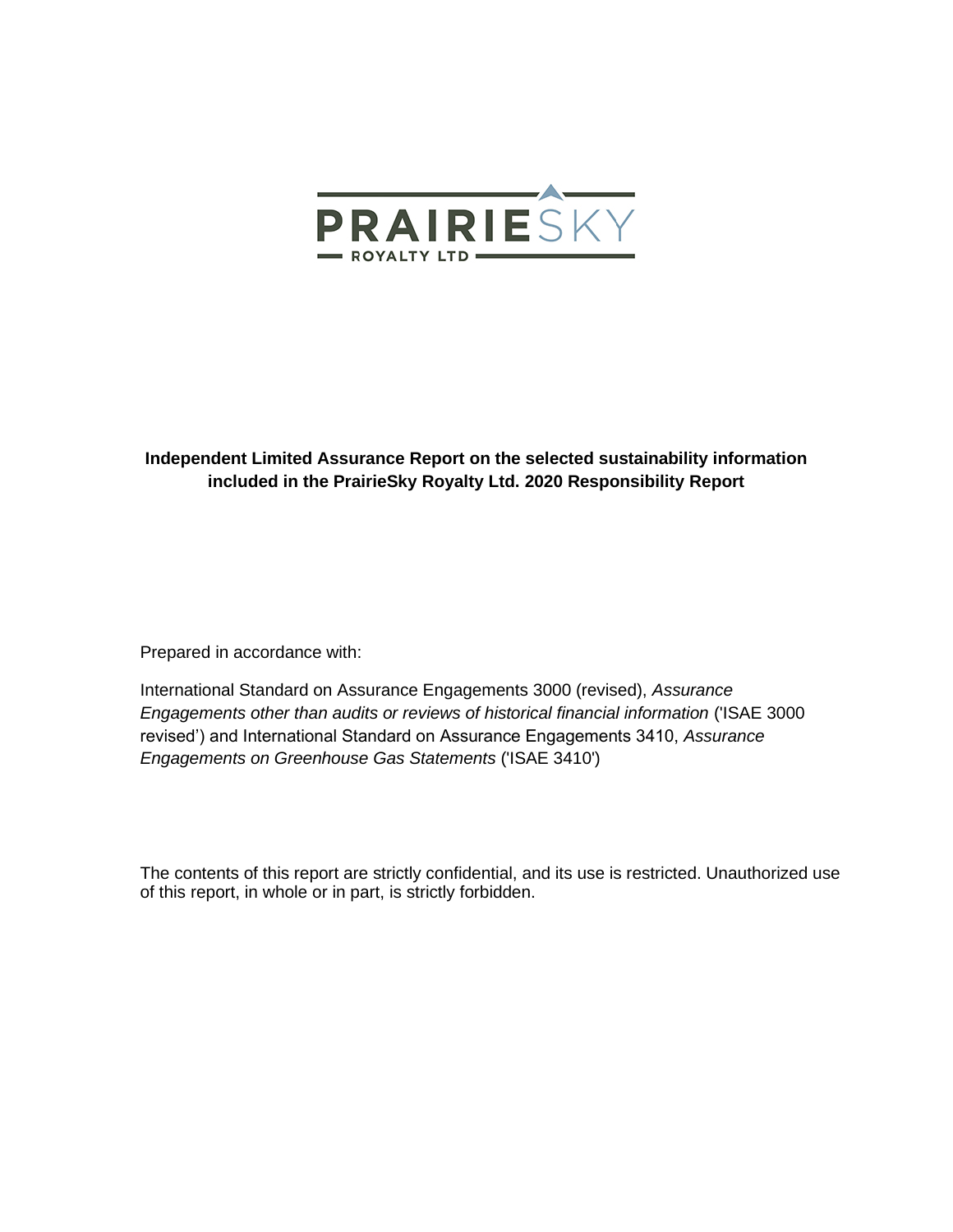PRAIRIESKY

ROYALTY LTD

**Independent Limited Assurance Report on the selected sustainability information included in the PrairieSky Royalty Ltd. 2020 Responsibility Report**

Prepared in accordance with:

International Standard on Assurance Engagements 3000 (revised), *Assurance Engagements other than audits or reviews of historical financial information* ('ISAE 3000 revised') and International Standard on Assurance Engagements 3410, *Assurance Engagements on Greenhouse Gas Statements* ('ISAE 3410')

The contents of this report are strictly confidential, and its use is restricted. Unauthorized use of this report, in whole or in part, is strictly forbidden.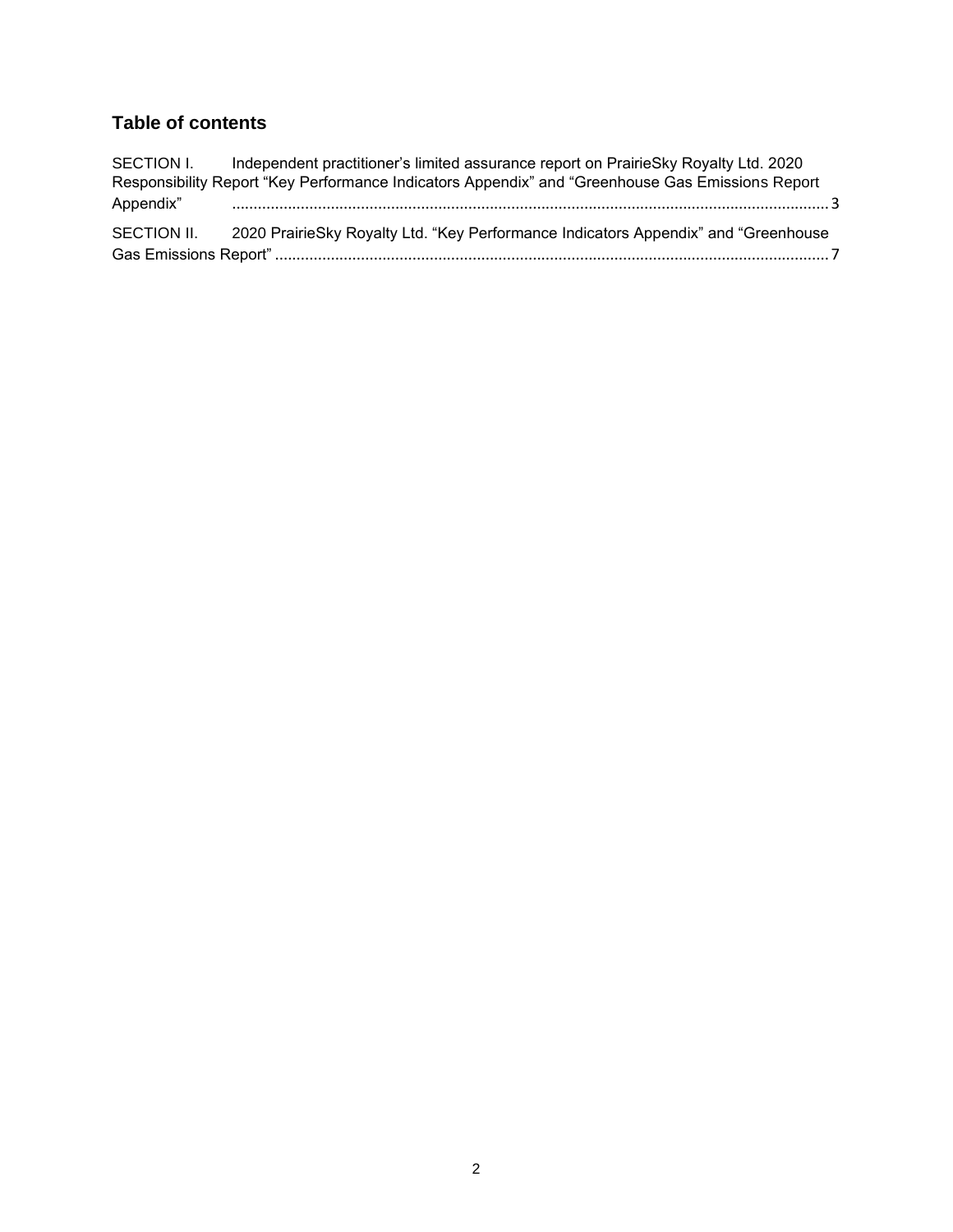## Table of contents

SECTION I. Independent practitioner's limited assurance report on PrairieSky Royalty Ltd. 2020 Responsibility Report "Key Performance Indicators Appendix" and "Greenhouse Gas Emissions Report Appendix" ........................................................................................................................................ 3

SECTION II. 2020 PrairieSky Royalty Ltd. "Key Performance Indicators Appendix" and "Greenhouse Gas Emissions Report" ........................................................................................................................ 7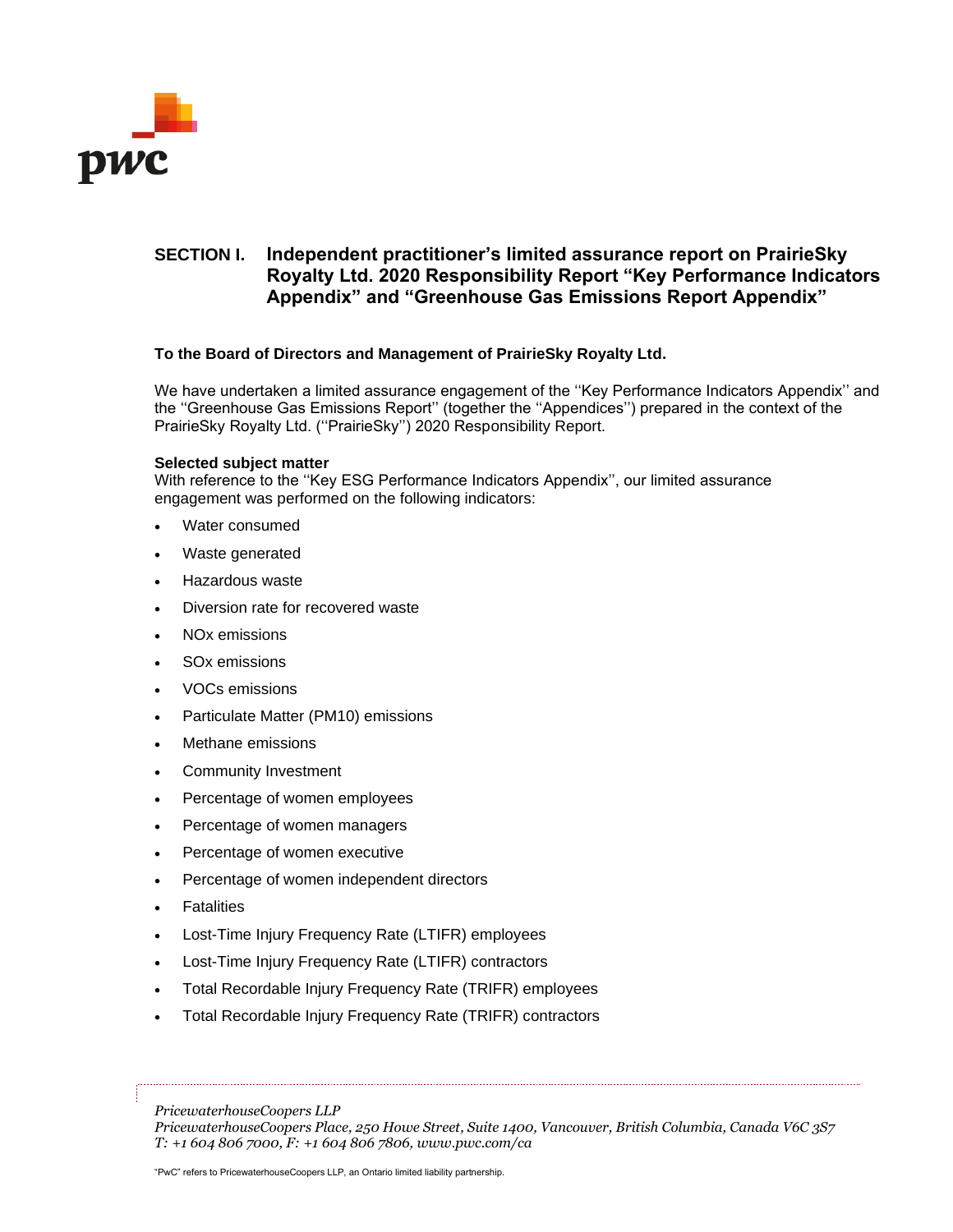## SECTION I. Independent practitioner's limited assurance report on PrairieSky Royalty Ltd. 2020 Responsibility Report "Key Performance Indicators Appendix" and "Greenhouse Gas Emissions Report Appendix"

**To the Board of Directors and Management of PrairieSky Royalty Ltd.**

We have undertaken a limited assurance engagement of the ''Key Performance Indicators Appendix'' and the "Greenhouse Gas Emissions Report'' (together the ''Appendices'') prepared in the context of the PrairieSky Royalty Ltd. (''PrairieSky'') 2020 Responsibility Report.

**Selected subject matter**
With reference to the ''Key ESG Performance Indicators Appendix'', our limited assurance engagement was performed on the following indicators:

- Water consumed
- Waste generated
- Hazardous waste
- Diversion rate for recovered waste
- NOx emissions
- SOx emissions
- VOCs emissions
- Particulate Matter (PM10) emissions
- Methane emissions
- Community Investment
- Percentage of women employees
- Percentage of women managers
- Percentage of women executive
- Percentage of women independent directors
- Fatalities
- Lost-Time Injury Frequency Rate (LTIFR) employees
- Lost-Time Injury Frequency Rate (LTIFR) contractors
- Total Recordable Injury Frequency Rate (TRIFR) employees
- Total Recordable Injury Frequency Rate (TRIFR) contractors

*PricewaterhouseCoopers LLP*
*PricewaterhouseCoopers Place, 250 Howe Street, Suite 1400, Vancouver, British Columbia, Canada V6C 3S7*
*T: +1 604 806 7000, F: +1 604 806 7806, www.pwc.com/ca*

"PwC" refers to PricewaterhouseCoopers LLP, an Ontario limited liability partnership.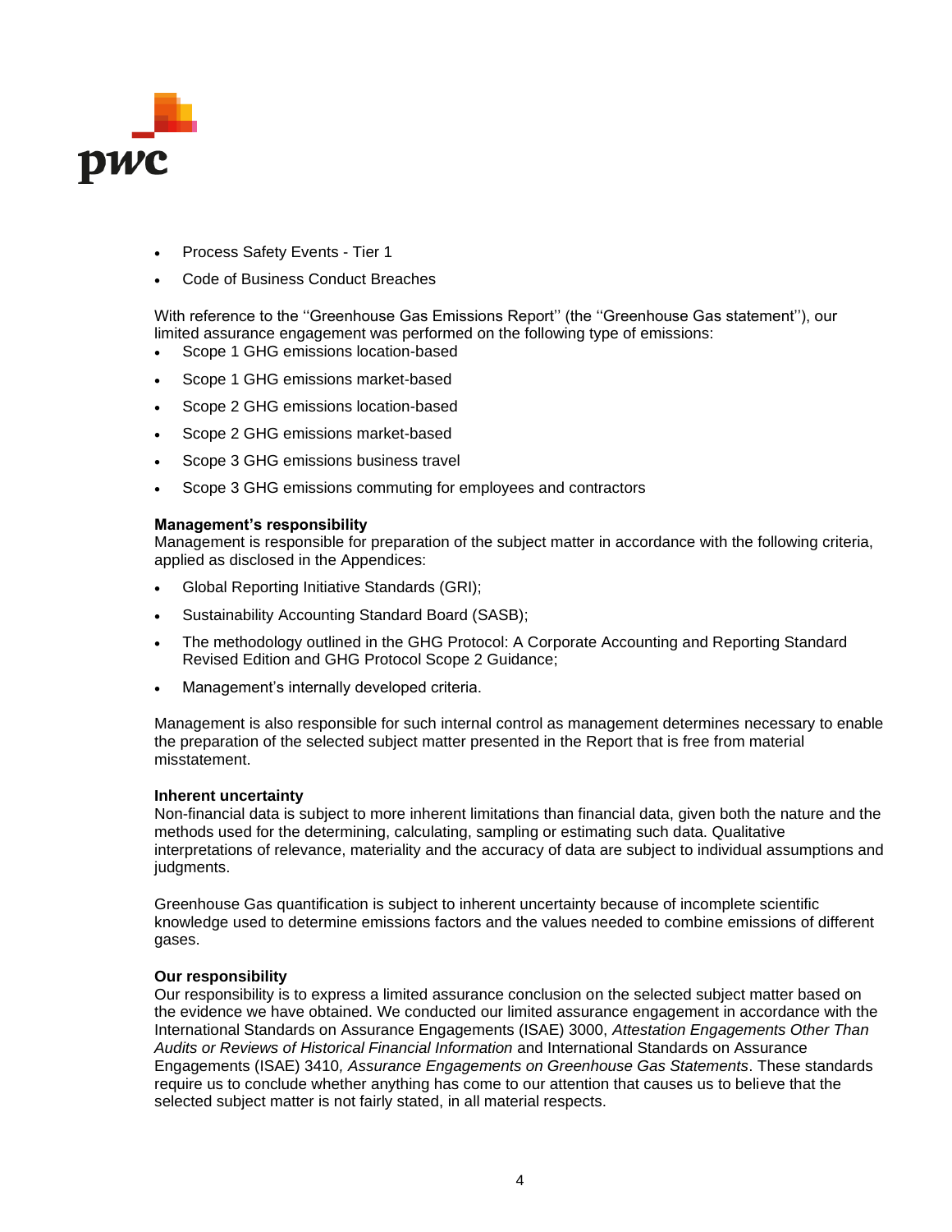- Process Safety Events - Tier 1
- Code of Business Conduct Breaches

With reference to the ''Greenhouse Gas Emissions Report'' (the ''Greenhouse Gas statement''), our limited assurance engagement was performed on the following type of emissions:

- Scope 1 GHG emissions location-based
- Scope 1 GHG emissions market-based
- Scope 2 GHG emissions location-based
- Scope 2 GHG emissions market-based
- Scope 3 GHG emissions business travel
- Scope 3 GHG emissions commuting for employees and contractors

**Management's responsibility**

Management is responsible for preparation of the subject matter in accordance with the following criteria, applied as disclosed in the Appendices:

- Global Reporting Initiative Standards (GRI);
- Sustainability Accounting Standard Board (SASB);
- The methodology outlined in the GHG Protocol: A Corporate Accounting and Reporting Standard Revised Edition and GHG Protocol Scope 2 Guidance;
- Management's internally developed criteria.

Management is also responsible for such internal control as management determines necessary to enable the preparation of the selected subject matter presented in the Report that is free from material misstatement.

**Inherent uncertainty**

Non-financial data is subject to more inherent limitations than financial data, given both the nature and the methods used for the determining, calculating, sampling or estimating such data. Qualitative interpretations of relevance, materiality and the accuracy of data are subject to individual assumptions and judgments.

Greenhouse Gas quantification is subject to inherent uncertainty because of incomplete scientific knowledge used to determine emissions factors and the values needed to combine emissions of different gases.

**Our responsibility**

Our responsibility is to express a limited assurance conclusion on the selected subject matter based on the evidence we have obtained. We conducted our limited assurance engagement in accordance with the International Standards on Assurance Engagements (ISAE) 3000, *Attestation Engagements Other Than Audits or Reviews of Historical Financial Information* and International Standards on Assurance Engagements (ISAE) 3410*, Assurance Engagements on Greenhouse Gas Statements*. These standards require us to conclude whether anything has come to our attention that causes us to believe that the selected subject matter is not fairly stated, in all material respects.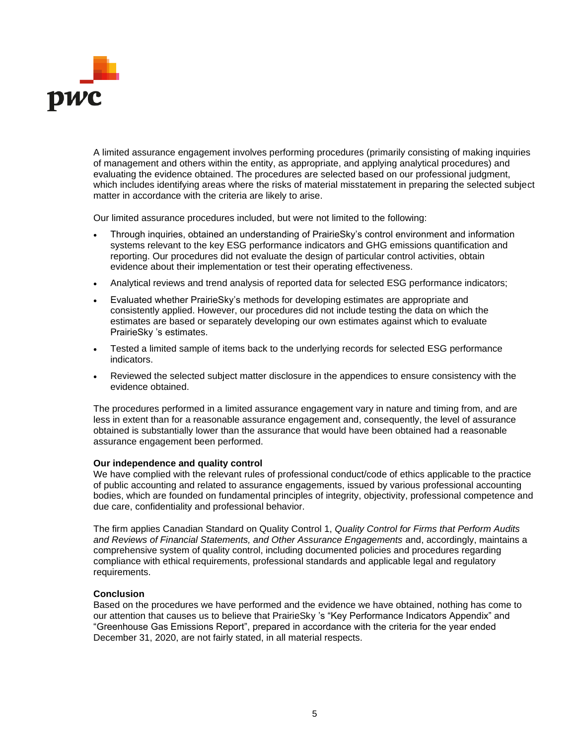A limited assurance engagement involves performing procedures (primarily consisting of making inquiries of management and others within the entity, as appropriate, and applying analytical procedures) and evaluating the evidence obtained. The procedures are selected based on our professional judgment, which includes identifying areas where the risks of material misstatement in preparing the selected subject matter in accordance with the criteria are likely to arise.

Our limited assurance procedures included, but were not limited to the following:

- Through inquiries, obtained an understanding of PrairieSky's control environment and information systems relevant to the key ESG performance indicators and GHG emissions quantification and reporting. Our procedures did not evaluate the design of particular control activities, obtain evidence about their implementation or test their operating effectiveness.
- Analytical reviews and trend analysis of reported data for selected ESG performance indicators;
- Evaluated whether PrairieSky's methods for developing estimates are appropriate and consistently applied. However, our procedures did not include testing the data on which the estimates are based or separately developing our own estimates against which to evaluate PrairieSky 's estimates.
- Tested a limited sample of items back to the underlying records for selected ESG performance indicators.
- Reviewed the selected subject matter disclosure in the appendices to ensure consistency with the evidence obtained.

The procedures performed in a limited assurance engagement vary in nature and timing from, and are less in extent than for a reasonable assurance engagement and, consequently, the level of assurance obtained is substantially lower than the assurance that would have been obtained had a reasonable assurance engagement been performed.

**Our independence and quality control**

We have complied with the relevant rules of professional conduct/code of ethics applicable to the practice of public accounting and related to assurance engagements, issued by various professional accounting bodies, which are founded on fundamental principles of integrity, objectivity, professional competence and due care, confidentiality and professional behavior.

The firm applies Canadian Standard on Quality Control 1, *Quality Control for Firms that Perform Audits and Reviews of Financial Statements, and Other Assurance Engagements* and, accordingly, maintains a comprehensive system of quality control, including documented policies and procedures regarding compliance with ethical requirements, professional standards and applicable legal and regulatory requirements.

**Conclusion**

Based on the procedures we have performed and the evidence we have obtained, nothing has come to our attention that causes us to believe that PrairieSky 's "Key Performance Indicators Appendix" and "Greenhouse Gas Emissions Report", prepared in accordance with the criteria for the year ended December 31, 2020, are not fairly stated, in all material respects.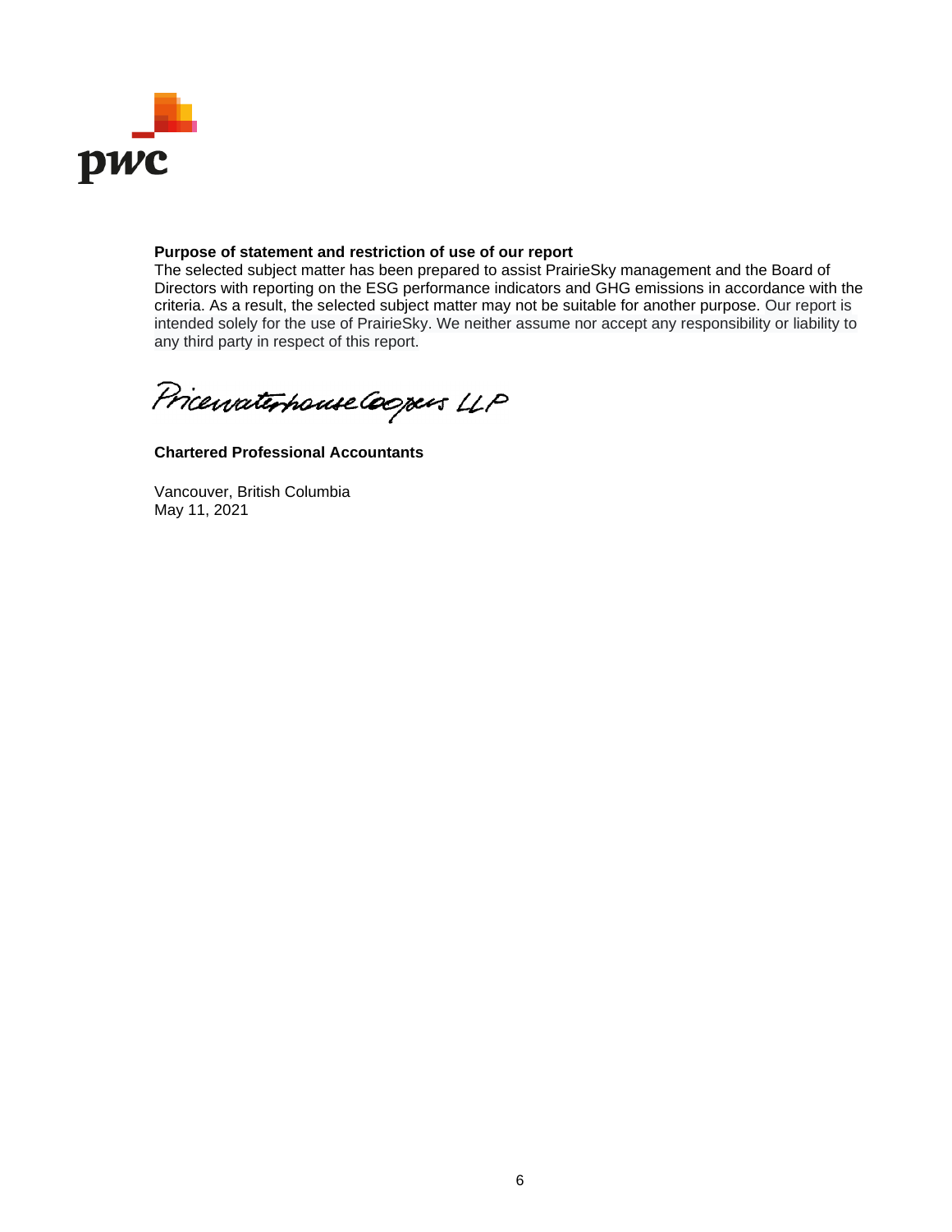**Purpose of statement and restriction of use of our report**

The selected subject matter has been prepared to assist PrairieSky management and the Board of Directors with reporting on the ESG performance indicators and GHG emissions in accordance with the criteria. As a result, the selected subject matter may not be suitable for another purpose. Our report is intended solely for the use of PrairieSky. We neither assume nor accept any responsibility or liability to any third party in respect of this report.

PricewaterhouseCoopers LLP

**Chartered Professional Accountants**

Vancouver, British Columbia
May 11, 2021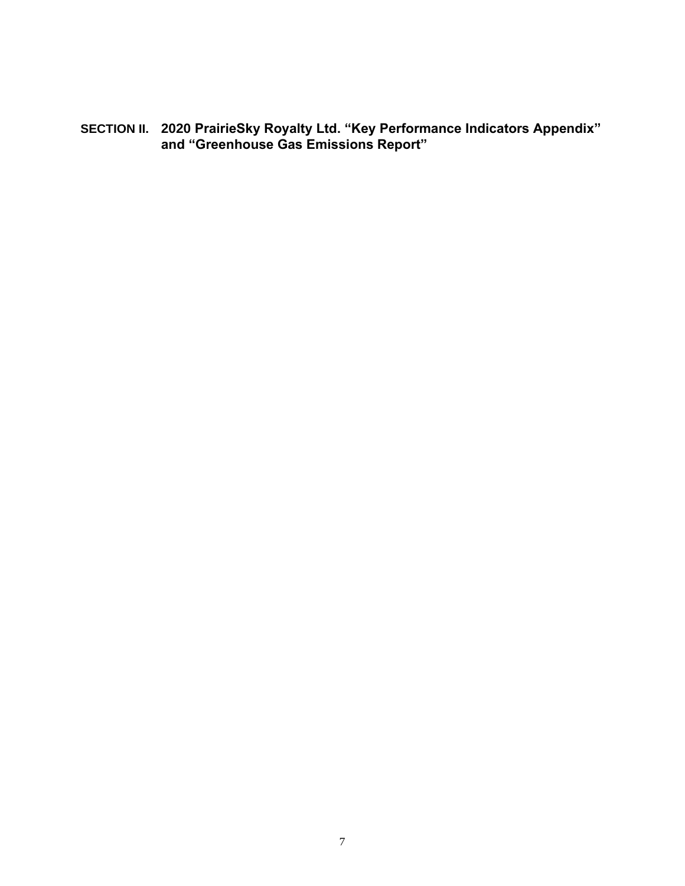## SECTION II. 2020 PrairieSky Royalty Ltd. "Key Performance Indicators Appendix" and "Greenhouse Gas Emissions Report"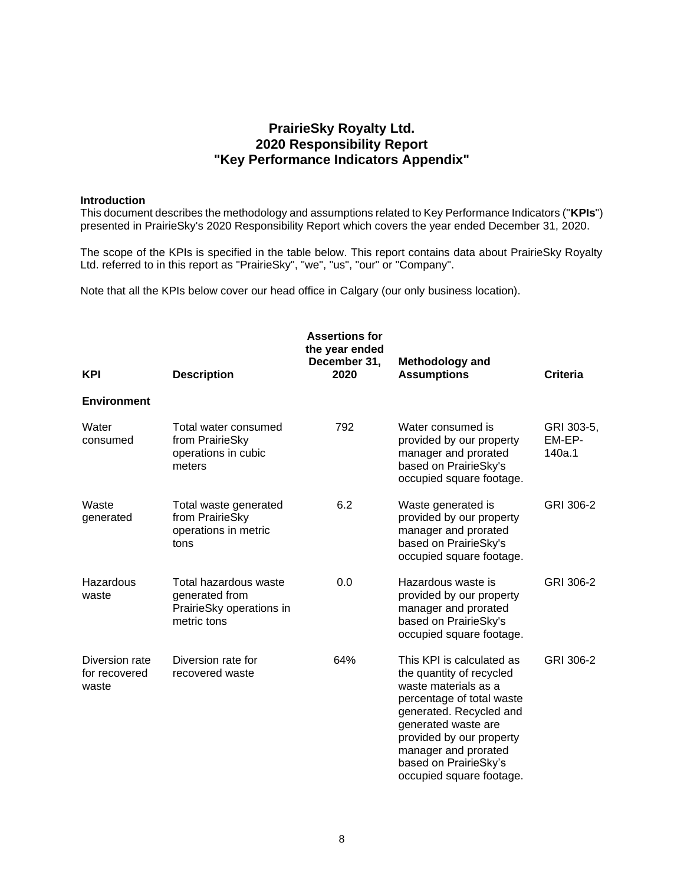# PrairieSky Royalty Ltd.
# 2020 Responsibility Report
# "Key Performance Indicators Appendix"

**Introduction**

This document describes the methodology and assumptions related to Key Performance Indicators ("**KPIs**") presented in PrairieSky's 2020 Responsibility Report which covers the year ended December 31, 2020.

The scope of the KPIs is specified in the table below. This report contains data about PrairieSky Royalty Ltd. referred to in this report as "PrairieSky", "we", "us", "our" or "Company".

Note that all the KPIs below cover our head office in Calgary (our only business location).

| KPI | Description | Assertions for the year ended December 31, 2020 | Methodology and Assumptions | Criteria |
|---|---|---|---|---|
| **Environment** | | | | |
| Water consumed | Total water consumed from PrairieSky operations in cubic meters | 792 | Water consumed is provided by our property manager and prorated based on PrairieSky's occupied square footage. | GRI 303-5, EM-EP-140a.1 |
| Waste generated | Total waste generated from PrairieSky operations in metric tons | 6.2 | Waste generated is provided by our property manager and prorated based on PrairieSky's occupied square footage. | GRI 306-2 |
| Hazardous waste | Total hazardous waste generated from PrairieSky operations in metric tons | 0.0 | Hazardous waste is provided by our property manager and prorated based on PrairieSky's occupied square footage. | GRI 306-2 |
| Diversion rate for recovered waste | Diversion rate for recovered waste | 64% | This KPI is calculated as the quantity of recycled waste materials as a percentage of total waste generated. Recycled and generated waste are provided by our property manager and prorated based on PrairieSky's occupied square footage. | GRI 306-2 |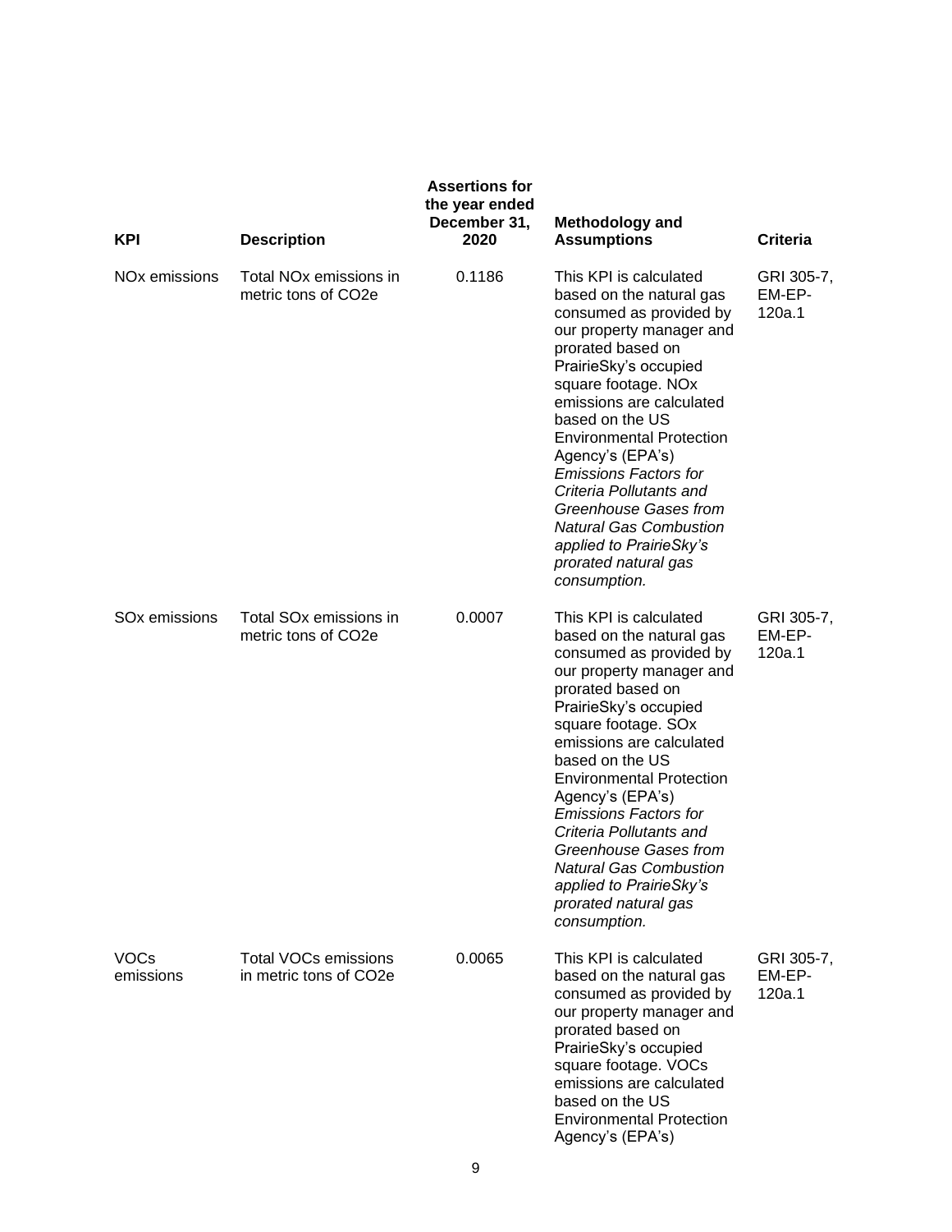| KPI | Description | Assertions for the year ended December 31, 2020 | Methodology and Assumptions | Criteria |
|---|---|---|---|---|
| NOx emissions | Total NOx emissions in metric tons of CO2e | 0.1186 | This KPI is calculated based on the natural gas consumed as provided by our property manager and prorated based on PrairieSky's occupied square footage. NOx emissions are calculated based on the US Environmental Protection Agency's (EPA's) *Emissions Factors for Criteria Pollutants and Greenhouse Gases from Natural Gas Combustion applied to PrairieSky's prorated natural gas consumption.* | GRI 305-7, EM-EP-120a.1 |
| SOx emissions | Total SOx emissions in metric tons of CO2e | 0.0007 | This KPI is calculated based on the natural gas consumed as provided by our property manager and prorated based on PrairieSky's occupied square footage. SOx emissions are calculated based on the US Environmental Protection Agency's (EPA's) *Emissions Factors for Criteria Pollutants and Greenhouse Gases from Natural Gas Combustion applied to PrairieSky's prorated natural gas consumption.* | GRI 305-7, EM-EP-120a.1 |
| VOCs emissions | Total VOCs emissions in metric tons of CO2e | 0.0065 | This KPI is calculated based on the natural gas consumed as provided by our property manager and prorated based on PrairieSky's occupied square footage. VOCs emissions are calculated based on the US Environmental Protection Agency's (EPA's) | GRI 305-7, EM-EP-120a.1 |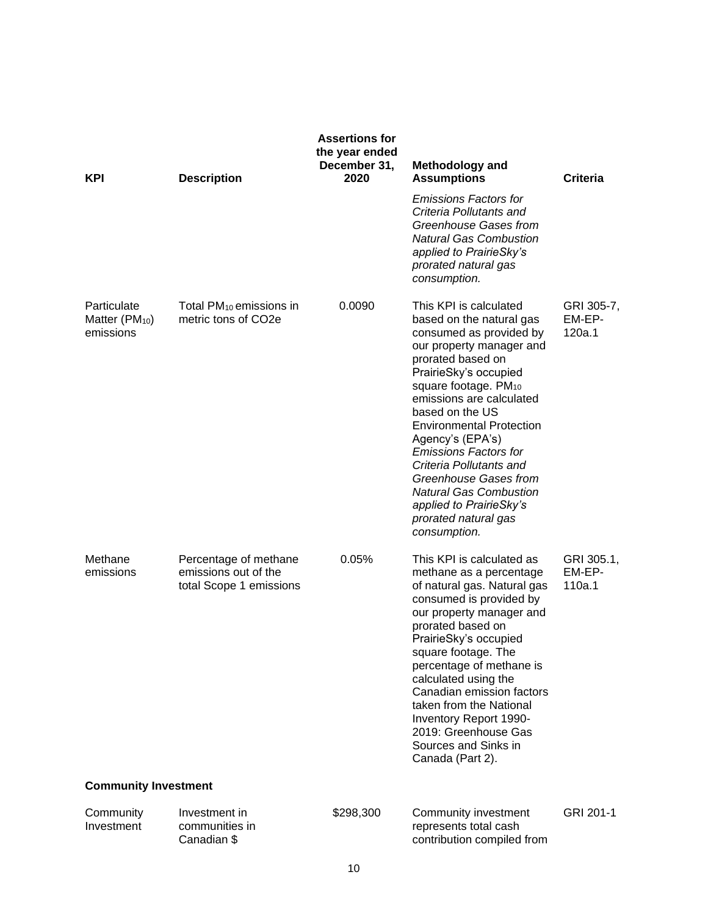| KPI | Description | Assertions for the year ended December 31, 2020 | Methodology and Assumptions | Criteria |
|---|---|---|---|---|
| | | | *Emissions Factors for Criteria Pollutants and Greenhouse Gases from Natural Gas Combustion applied to PrairieSky's prorated natural gas consumption.* | |
| Particulate Matter ($PM_{10}$) emissions | Total $PM_{10}$ emissions in metric tons of CO2e | 0.0090 | This KPI is calculated based on the natural gas consumed as provided by our property manager and prorated based on PrairieSky's occupied square footage. $PM_{10}$ emissions are calculated based on the US Environmental Protection Agency's (EPA's) *Emissions Factors for Criteria Pollutants and Greenhouse Gases from Natural Gas Combustion applied to PrairieSky's prorated natural gas consumption.* | GRI 305-7, EM-EP-120a.1 |
| Methane emissions | Percentage of methane emissions out of the total Scope 1 emissions | 0.05% | This KPI is calculated as methane as a percentage of natural gas. Natural gas consumed is provided by our property manager and prorated based on PrairieSky's occupied square footage. The percentage of methane is calculated using the Canadian emission factors taken from the National Inventory Report 1990-2019: Greenhouse Gas Sources and Sinks in Canada (Part 2). | GRI 305.1, EM-EP-110a.1 |
| **Community Investment** | | | | |
| Community Investment | Investment in communities in Canadian $ | $298,300 | Community investment represents total cash contribution compiled from | GRI 201-1 |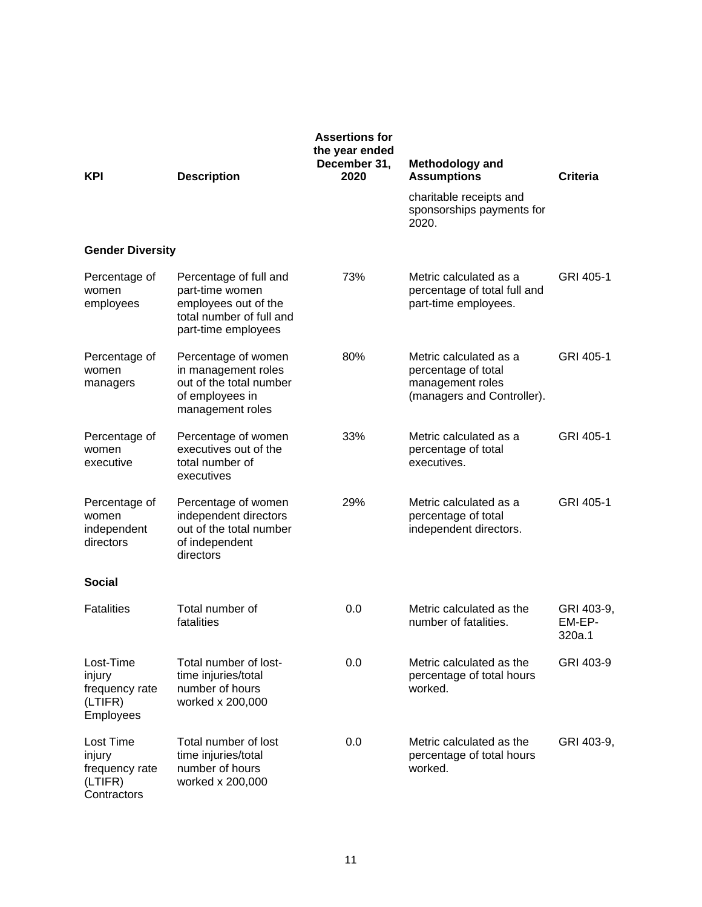| KPI | Description | Assertions for the year ended December 31, 2020 | Methodology and Assumptions | Criteria |
|---|---|---|---|---|
| | | | charitable receipts and sponsorships payments for 2020. | |
| **Gender Diversity** | | | | |
| Percentage of women employees | Percentage of full and part-time women employees out of the total number of full and part-time employees | 73% | Metric calculated as a percentage of total full and part-time employees. | GRI 405-1 |
| Percentage of women managers | Percentage of women in management roles out of the total number of employees in management roles | 80% | Metric calculated as a percentage of total management roles (managers and Controller). | GRI 405-1 |
| Percentage of women executive | Percentage of women executives out of the total number of executives | 33% | Metric calculated as a percentage of total executives. | GRI 405-1 |
| Percentage of women independent directors | Percentage of women independent directors out of the total number of independent directors | 29% | Metric calculated as a percentage of total independent directors. | GRI 405-1 |
| **Social** | | | | |
| Fatalities | Total number of fatalities | 0.0 | Metric calculated as the number of fatalities. | GRI 403-9, EM-EP-320a.1 |
| Lost-Time injury frequency rate (LTIFR) Employees | Total number of lost-time injuries/total number of hours worked x 200,000 | 0.0 | Metric calculated as the percentage of total hours worked. | GRI 403-9 |
| Lost Time injury frequency rate (LTIFR) Contractors | Total number of lost time injuries/total number of hours worked x 200,000 | 0.0 | Metric calculated as the percentage of total hours worked. | GRI 403-9, |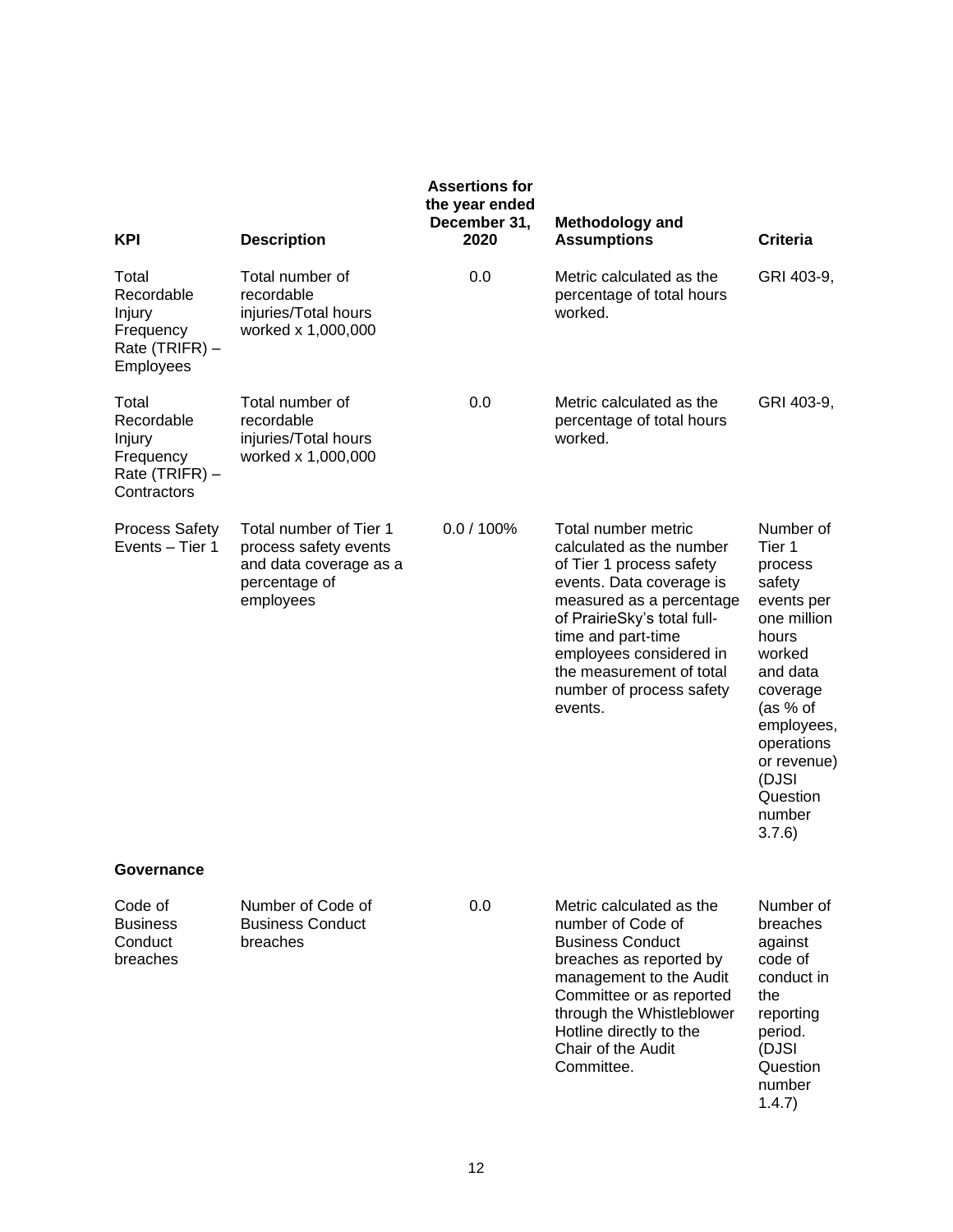| KPI | Description | Assertions for the year ended December 31, 2020 | Methodology and Assumptions | Criteria |
|---|---|---|---|---|
| Total Recordable Injury Frequency Rate (TRIFR) – Employees | Total number of recordable injuries/Total hours worked x 1,000,000 | 0.0 | Metric calculated as the percentage of total hours worked. | GRI 403-9, |
| Total Recordable Injury Frequency Rate (TRIFR) – Contractors | Total number of recordable injuries/Total hours worked x 1,000,000 | 0.0 | Metric calculated as the percentage of total hours worked. | GRI 403-9, |
| Process Safety Events – Tier 1 | Total number of Tier 1 process safety events and data coverage as a percentage of employees | 0.0 / 100% | Total number metric calculated as the number of Tier 1 process safety events. Data coverage is measured as a percentage of PrairieSky's total full-time and part-time employees considered in the measurement of total number of process safety events. | Number of Tier 1 process safety events per one million hours worked and data coverage (as % of employees, operations or revenue) (DJSI Question number 3.7.6) |
| **Governance** | | | | |
| Code of Business Conduct breaches | Number of Code of Business Conduct breaches | 0.0 | Metric calculated as the number of Code of Business Conduct breaches as reported by management to the Audit Committee or as reported through the Whistleblower Hotline directly to the Chair of the Audit Committee. | Number of breaches against code of conduct in the reporting period. (DJSI Question number 1.4.7) |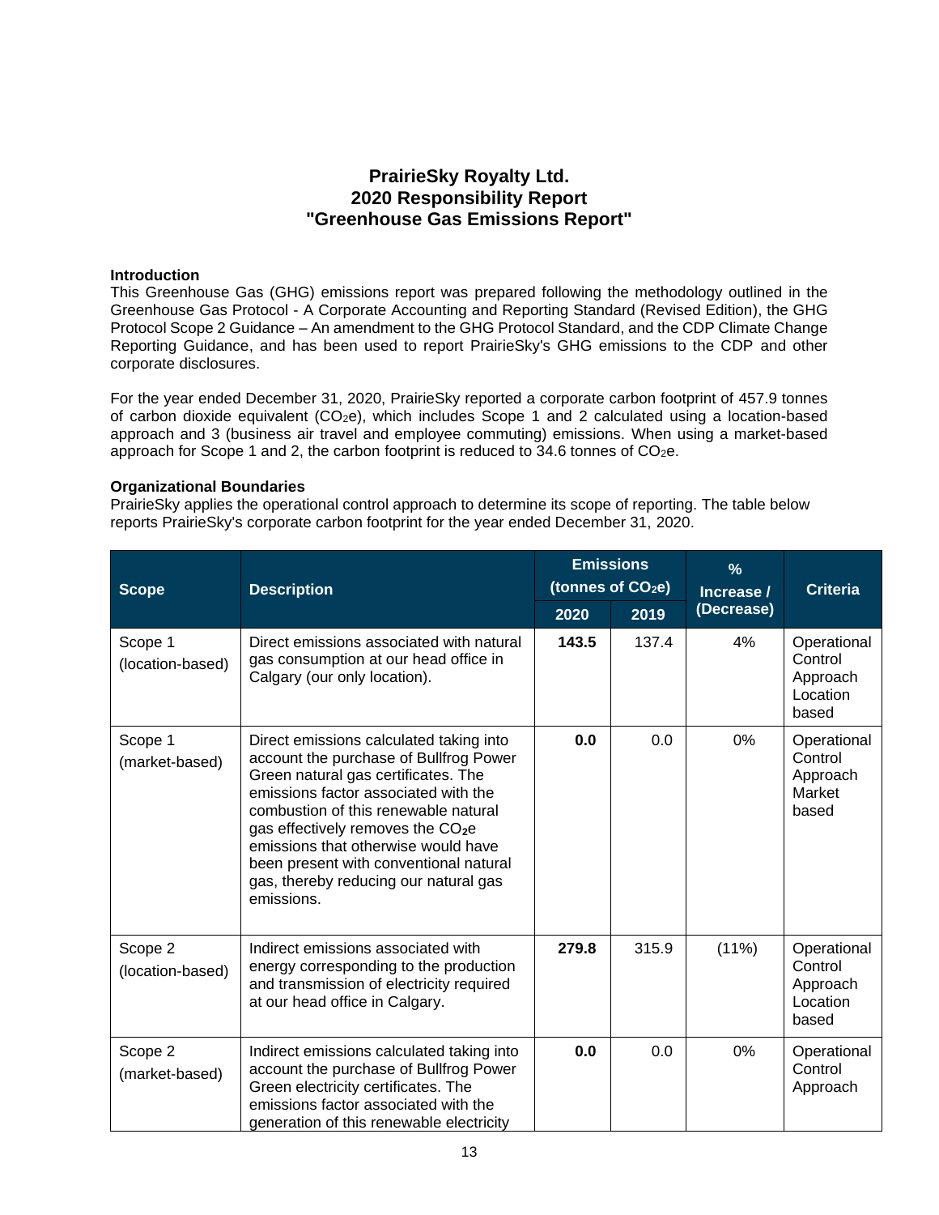# PrairieSky Royalty Ltd.
# 2020 Responsibility Report
# "Greenhouse Gas Emissions Report"

**Introduction**

This Greenhouse Gas (GHG) emissions report was prepared following the methodology outlined in the Greenhouse Gas Protocol - A Corporate Accounting and Reporting Standard (Revised Edition), the GHG Protocol Scope 2 Guidance – An amendment to the GHG Protocol Standard, and the CDP Climate Change Reporting Guidance, and has been used to report PrairieSky's GHG emissions to the CDP and other corporate disclosures.

For the year ended December 31, 2020, PrairieSky reported a corporate carbon footprint of 457.9 tonnes of carbon dioxide equivalent ($CO_2e$), which includes Scope 1 and 2 calculated using a location-based approach and 3 (business air travel and employee commuting) emissions. When using a market-based approach for Scope 1 and 2, the carbon footprint is reduced to 34.6 tonnes of $CO_2e$.

**Organizational Boundaries**

PrairieSky applies the operational control approach to determine its scope of reporting. The table below reports PrairieSky's corporate carbon footprint for the year ended December 31, 2020.

| Scope | Description | Emissions (tonnes of $CO_2e$) | | % Increase / (Decrease) | Criteria |
|---|---|---|---|---|---|
| | | 2020 | 2019 | | |
| Scope 1 (location-based) | Direct emissions associated with natural gas consumption at our head office in Calgary (our only location). | **143.5** | 137.4 | 4% | Operational Control Approach Location based |
| Scope 1 (market-based) | Direct emissions calculated taking into account the purchase of Bullfrog Power Green natural gas certificates. The emissions factor associated with the combustion of this renewable natural gas effectively removes the $CO_2e$ emissions that otherwise would have been present with conventional natural gas, thereby reducing our natural gas emissions. | **0.0** | 0.0 | 0% | Operational Control Approach Market based |
| Scope 2 (location-based) | Indirect emissions associated with energy corresponding to the production and transmission of electricity required at our head office in Calgary. | **279.8** | 315.9 | (11%) | Operational Control Approach Location based |
| Scope 2 (market-based) | Indirect emissions calculated taking into account the purchase of Bullfrog Power Green electricity certificates. The emissions factor associated with the generation of this renewable electricity | **0.0** | 0.0 | 0% | Operational Control Approach |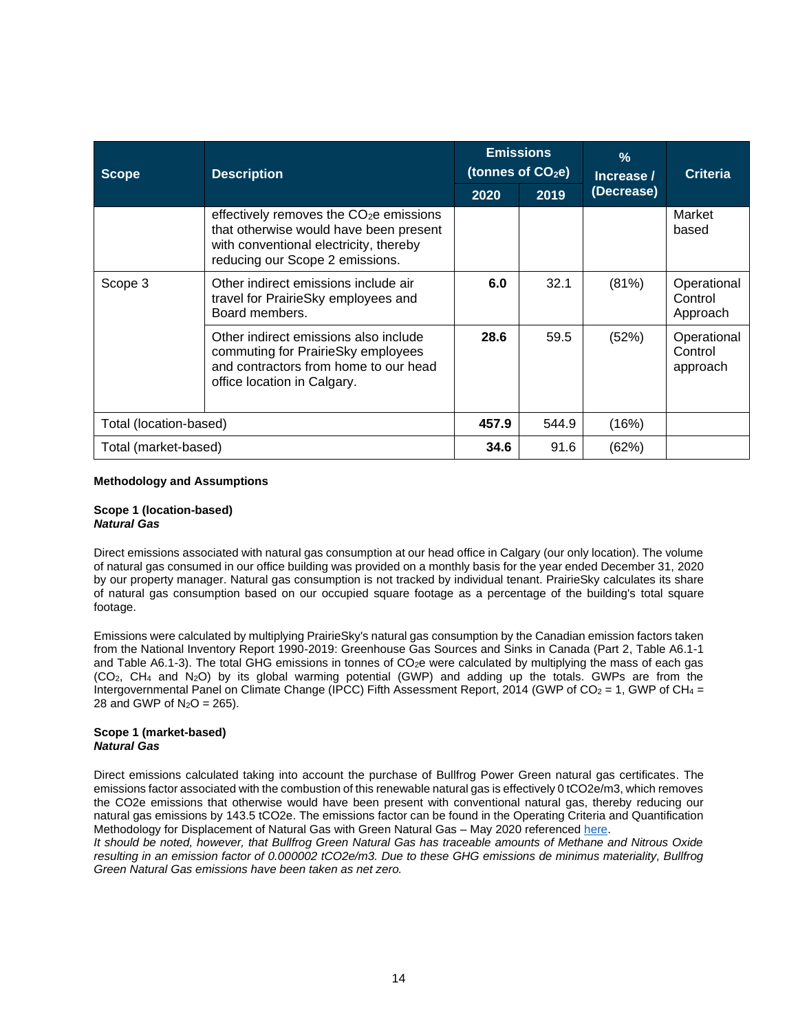| Scope | Description | Emissions (tonnes of $CO_2e$) | | % Increase / (Decrease) | Criteria |
|---|---|---|---|---|---|
| | | 2020 | 2019 | | |
| | effectively removes the $CO_2e$ emissions that otherwise would have been present with conventional electricity, thereby reducing our Scope 2 emissions. | | | | Market based |
| Scope 3 | Other indirect emissions include air travel for PrairieSky employees and Board members. | **6.0** | 32.1 | (81%) | Operational Control Approach |
| | Other indirect emissions also include commuting for PrairieSky employees and contractors from home to our head office location in Calgary. | **28.6** | 59.5 | (52%) | Operational Control approach |
| Total (location-based) | | **457.9** | 544.9 | (16%) | |
| Total (market-based) | | **34.6** | 91.6 | (62%) | |

**Methodology and Assumptions**

**Scope 1 (location-based)**
***Natural Gas***

Direct emissions associated with natural gas consumption at our head office in Calgary (our only location). The volume of natural gas consumed in our office building was provided on a monthly basis for the year ended December 31, 2020 by our property manager. Natural gas consumption is not tracked by individual tenant. PrairieSky calculates its share of natural gas consumption based on our occupied square footage as a percentage of the building's total square footage.

Emissions were calculated by multiplying PrairieSky's natural gas consumption by the Canadian emission factors taken from the National Inventory Report 1990-2019: Greenhouse Gas Sources and Sinks in Canada (Part 2, Table A6.1-1 and Table A6.1-3). The total GHG emissions in tonnes of $CO_2e$ were calculated by multiplying the mass of each gas ($CO_2$, $CH_4$ and $N_2O$) by its global warming potential (GWP) and adding up the totals. GWPs are from the Intergovernmental Panel on Climate Change (IPCC) Fifth Assessment Report, 2014 (GWP of $CO_2$ = 1, GWP of $CH_4$ = 28 and GWP of $N_2O$ = 265).

**Scope 1 (market-based)**
***Natural Gas***

Direct emissions calculated taking into account the purchase of Bullfrog Power Green natural gas certificates. The emissions factor associated with the combustion of this renewable natural gas is effectively 0 tCO2e/m3, which removes the CO2e emissions that otherwise would have been present with conventional natural gas, thereby reducing our natural gas emissions by 143.5 tCO2e. The emissions factor can be found in the Operating Criteria and Quantification Methodology for Displacement of Natural Gas with Green Natural Gas – May 2020 referenced here.
*It should be noted, however, that Bullfrog Green Natural Gas has traceable amounts of Methane and Nitrous Oxide resulting in an emission factor of 0.000002 tCO2e/m3. Due to these GHG emissions de minimus materiality, Bullfrog Green Natural Gas emissions have been taken as net zero.*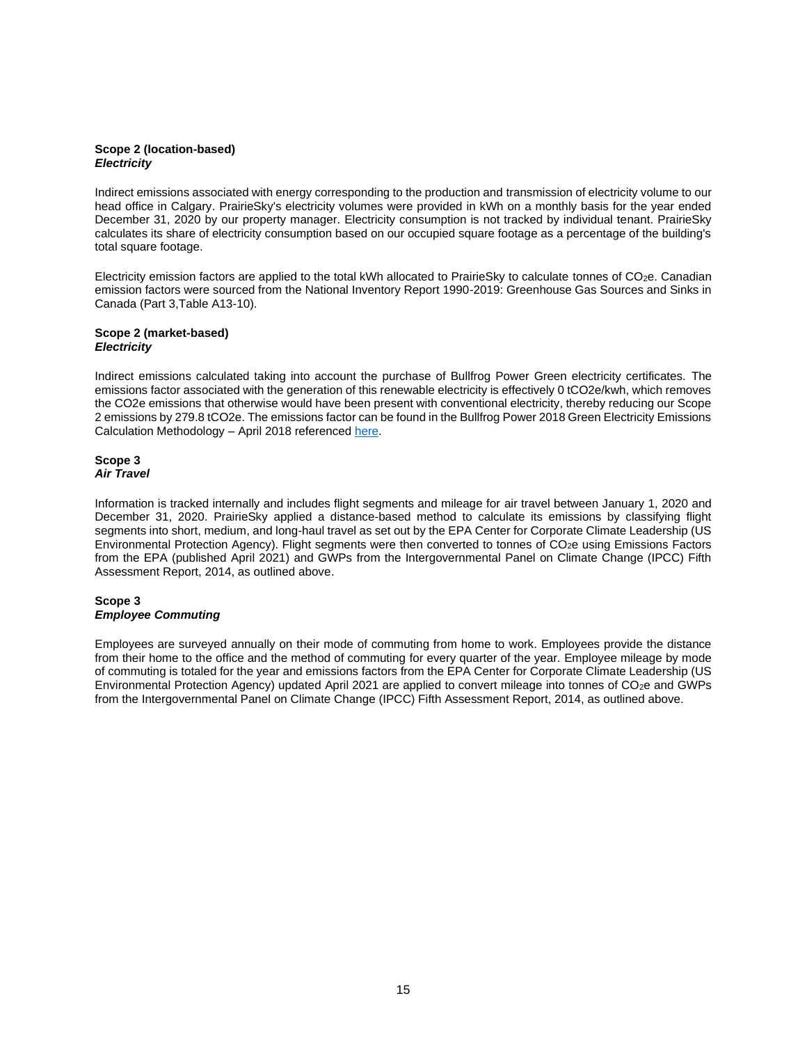**Scope 2 (location-based)**
***Electricity***

Indirect emissions associated with energy corresponding to the production and transmission of electricity volume to our head office in Calgary. PrairieSky's electricity volumes were provided in kWh on a monthly basis for the year ended December 31, 2020 by our property manager. Electricity consumption is not tracked by individual tenant. PrairieSky calculates its share of electricity consumption based on our occupied square footage as a percentage of the building's total square footage.

Electricity emission factors are applied to the total kWh allocated to PrairieSky to calculate tonnes of $CO_2e$. Canadian emission factors were sourced from the National Inventory Report 1990-2019: Greenhouse Gas Sources and Sinks in Canada (Part 3,Table A13-10).

**Scope 2 (market-based)**
***Electricity***

Indirect emissions calculated taking into account the purchase of Bullfrog Power Green electricity certificates. The emissions factor associated with the generation of this renewable electricity is effectively 0 tCO2e/kwh, which removes the CO2e emissions that otherwise would have been present with conventional electricity, thereby reducing our Scope 2 emissions by 279.8 tCO2e. The emissions factor can be found in the Bullfrog Power 2018 Green Electricity Emissions Calculation Methodology – April 2018 referenced here.

**Scope 3**
***Air Travel***

Information is tracked internally and includes flight segments and mileage for air travel between January 1, 2020 and December 31, 2020. PrairieSky applied a distance-based method to calculate its emissions by classifying flight segments into short, medium, and long-haul travel as set out by the EPA Center for Corporate Climate Leadership (US Environmental Protection Agency). Flight segments were then converted to tonnes of $CO_2e$ using Emissions Factors from the EPA (published April 2021) and GWPs from the Intergovernmental Panel on Climate Change (IPCC) Fifth Assessment Report, 2014, as outlined above.

**Scope 3**
***Employee Commuting***

Employees are surveyed annually on their mode of commuting from home to work. Employees provide the distance from their home to the office and the method of commuting for every quarter of the year. Employee mileage by mode of commuting is totaled for the year and emissions factors from the EPA Center for Corporate Climate Leadership (US Environmental Protection Agency) updated April 2021 are applied to convert mileage into tonnes of $CO_2e$ and GWPs from the Intergovernmental Panel on Climate Change (IPCC) Fifth Assessment Report, 2014, as outlined above.